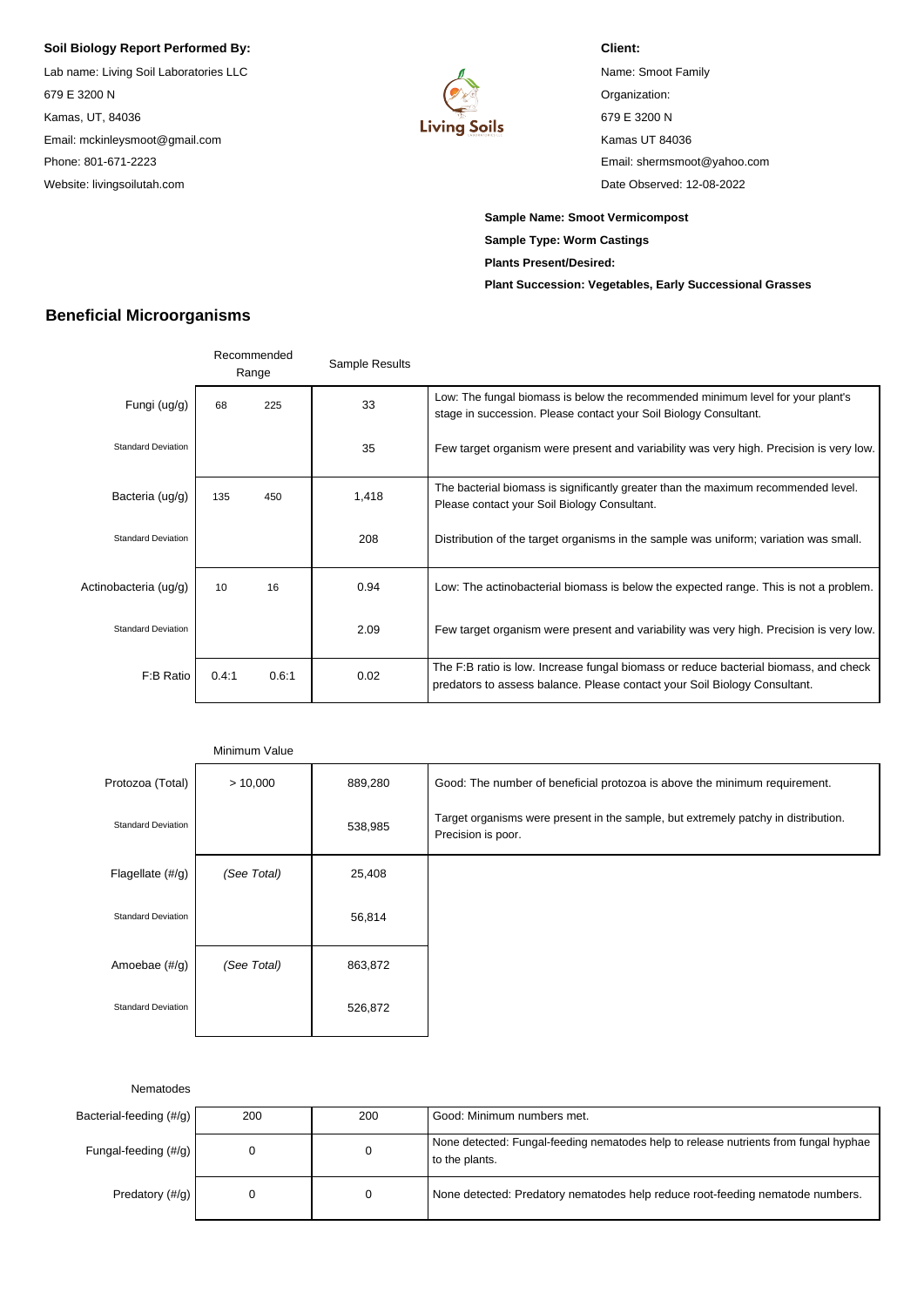**Soil Biology Report Performed By:**

Lab name: Living Soil Laboratories LLC
679 E 3200 N
Kamas, UT, 84036
Email: mckinleysmoot@gmail.com
Phone: 801-671-2223
Website: livingsoilutah.com

**Client:**

Name: Smoot Family
Organization:
679 E 3200 N
Kamas UT 84036
Email: shermsmoot@yahoo.com
Date Observed: 12-08-2022

**Sample Name: Smoot Vermicompost**
**Sample Type: Worm Castings**
**Plants Present/Desired:**
**Plant Succession: Vegetables, Early Successional Grasses**

## Beneficial Microorganisms

| | Recommended Range | | Sample Results | |
|---|---|---|---|---|
| Fungi (ug/g) | 68 | 225 | 33 | Low: The fungal biomass is below the recommended minimum level for your plant's stage in succession. Please contact your Soil Biology Consultant. |
| Standard Deviation | | | 35 | Few target organism were present and variability was very high. Precision is very low. |
| Bacteria (ug/g) | 135 | 450 | 1,418 | The bacterial biomass is significantly greater than the maximum recommended level. Please contact your Soil Biology Consultant. |
| Standard Deviation | | | 208 | Distribution of the target organisms in the sample was uniform; variation was small. |
| Actinobacteria (ug/g) | 10 | 16 | 0.94 | Low: The actinobacterial biomass is below the expected range. This is not a problem. |
| Standard Deviation | | | 2.09 | Few target organism were present and variability was very high. Precision is very low. |
| F:B Ratio | 0.4:1 | 0.6:1 | 0.02 | The F:B ratio is low. Increase fungal biomass or reduce bacterial biomass, and check predators to assess balance. Please contact your Soil Biology Consultant. |

| | Minimum Value | | |
|---|---|---|---|
| Protozoa (Total) | > 10,000 | 889,280 | Good: The number of beneficial protozoa is above the minimum requirement. |
| Standard Deviation | | 538,985 | Target organisms were present in the sample, but extremely patchy in distribution. Precision is poor. |
| Flagellate (#/g) | *(See Total)* | 25,408 | |
| Standard Deviation | | 56,814 | |
| Amoebae (#/g) | *(See Total)* | 863,872 | |
| Standard Deviation | | 526,872 | |

| Nematodes | | | |
|---|---|---|---|
| Bacterial-feeding (#/g) | 200 | 200 | Good: Minimum numbers met. |
| Fungal-feeding (#/g) | 0 | 0 | None detected: Fungal-feeding nematodes help to release nutrients from fungal hyphae to the plants. |
| Predatory (#/g) | 0 | 0 | None detected: Predatory nematodes help reduce root-feeding nematode numbers. |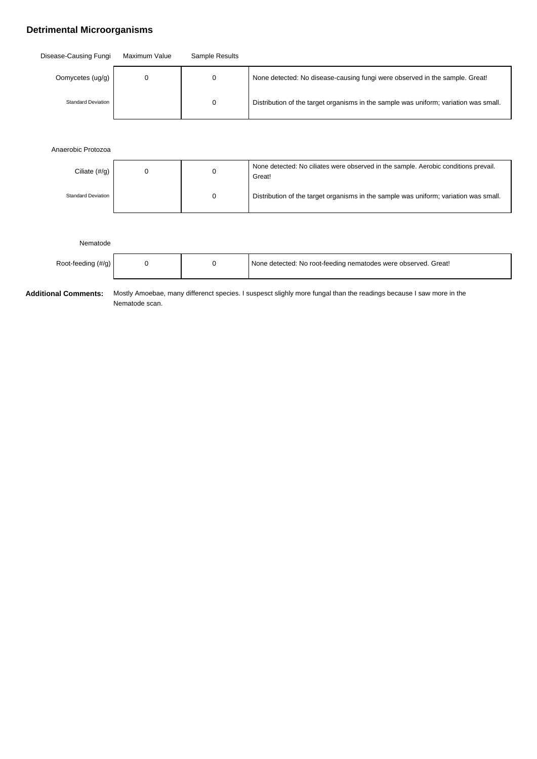## Detrimental Microorganisms

| Disease-Causing Fungi | Maximum Value | Sample Results | |
|---|---|---|---|
| Oomycetes (ug/g) | 0 | 0 | None detected: No disease-causing fungi were observed in the sample. Great! |
| Standard Deviation | | 0 | Distribution of the target organisms in the sample was uniform; variation was small. |

| Anaerobic Protozoa | | | |
|---|---|---|---|
| Ciliate (#/g) | 0 | 0 | None detected: No ciliates were observed in the sample. Aerobic conditions prevail. Great! |
| Standard Deviation | | 0 | Distribution of the target organisms in the sample was uniform; variation was small. |

| Nematode | | | |
|---|---|---|---|
| Root-feeding (#/g) | 0 | 0 | None detected: No root-feeding nematodes were observed. Great! |

**Additional Comments:** Mostly Amoebae, many differenct species. I suspesct slighly more fungal than the readings because I saw more in the Nematode scan.